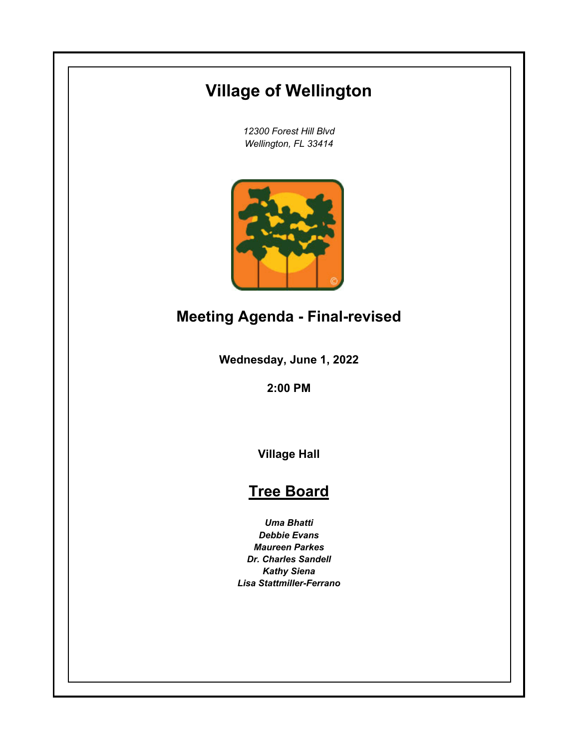# Village of Wellington

*12300 Forest Hill Blvd*
*Wellington, FL 33414*

## Meeting Agenda - Final-revised

**Wednesday, June 1, 2022**

**2:00 PM**

**Village Hall**

## Tree Board

***Uma Bhatti***
***Debbie Evans***
***Maureen Parkes***
***Dr. Charles Sandell***
***Kathy Siena***
***Lisa Stattmiller-Ferrano***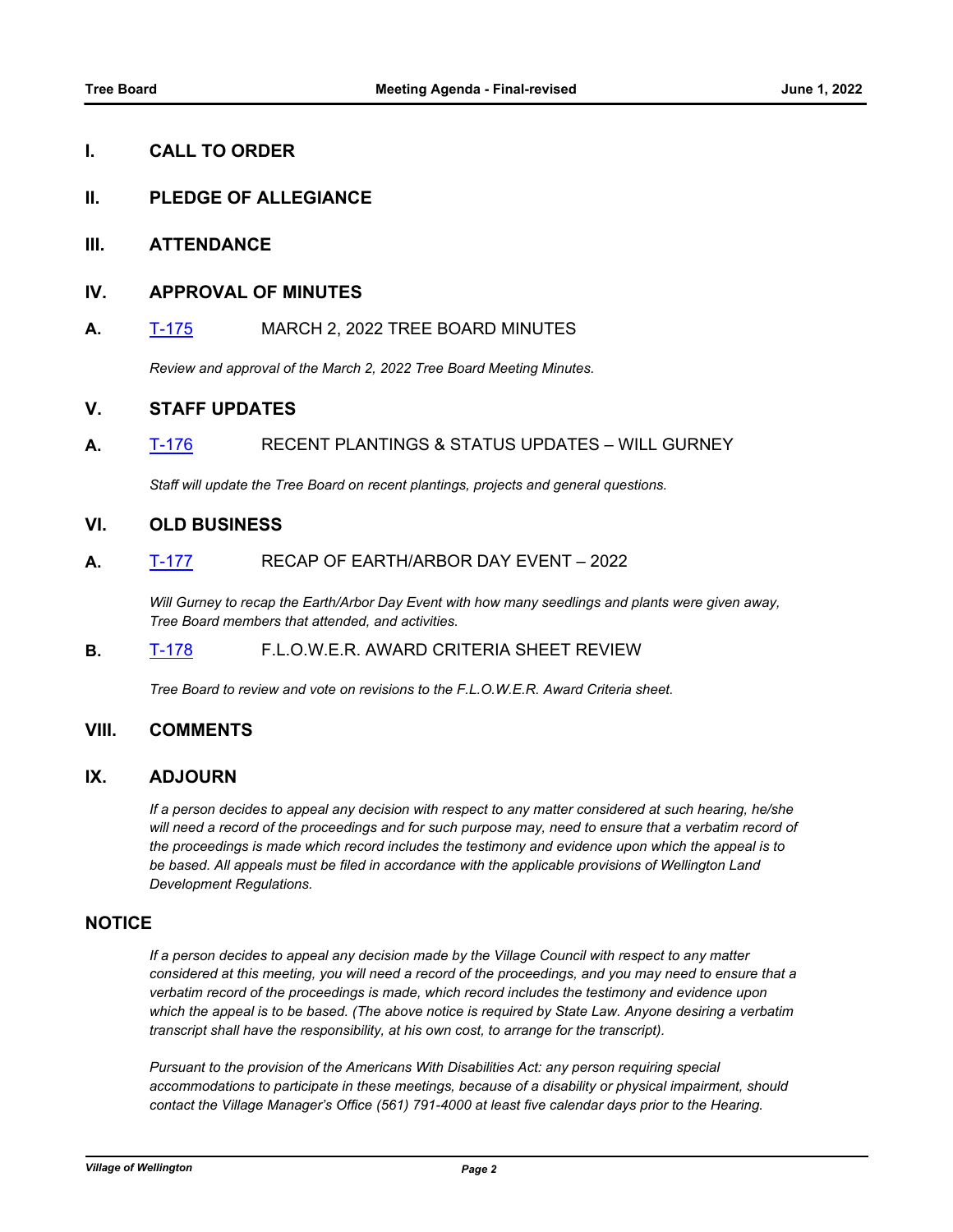## I. CALL TO ORDER

## II. PLEDGE OF ALLEGIANCE

## III. ATTENDANCE

## IV. APPROVAL OF MINUTES

**A.** T-175 MARCH 2, 2022 TREE BOARD MINUTES

*Review and approval of the March 2, 2022 Tree Board Meeting Minutes.*

## V. STAFF UPDATES

**A.** T-176 RECENT PLANTINGS & STATUS UPDATES – WILL GURNEY

*Staff will update the Tree Board on recent plantings, projects and general questions.*

## VI. OLD BUSINESS

**A.** T-177 RECAP OF EARTH/ARBOR DAY EVENT – 2022

*Will Gurney to recap the Earth/Arbor Day Event with how many seedlings and plants were given away, Tree Board members that attended, and activities.*

**B.** T-178 F.L.O.W.E.R. AWARD CRITERIA SHEET REVIEW

*Tree Board to review and vote on revisions to the F.L.O.W.E.R. Award Criteria sheet.*

## VIII. COMMENTS

## IX. ADJOURN

*If a person decides to appeal any decision with respect to any matter considered at such hearing, he/she will need a record of the proceedings and for such purpose may, need to ensure that a verbatim record of the proceedings is made which record includes the testimony and evidence upon which the appeal is to be based. All appeals must be filed in accordance with the applicable provisions of Wellington Land Development Regulations.*

## NOTICE

*If a person decides to appeal any decision made by the Village Council with respect to any matter considered at this meeting, you will need a record of the proceedings, and you may need to ensure that a verbatim record of the proceedings is made, which record includes the testimony and evidence upon which the appeal is to be based. (The above notice is required by State Law. Anyone desiring a verbatim transcript shall have the responsibility, at his own cost, to arrange for the transcript).*

*Pursuant to the provision of the Americans With Disabilities Act: any person requiring special accommodations to participate in these meetings, because of a disability or physical impairment, should contact the Village Manager's Office (561) 791-4000 at least five calendar days prior to the Hearing.*